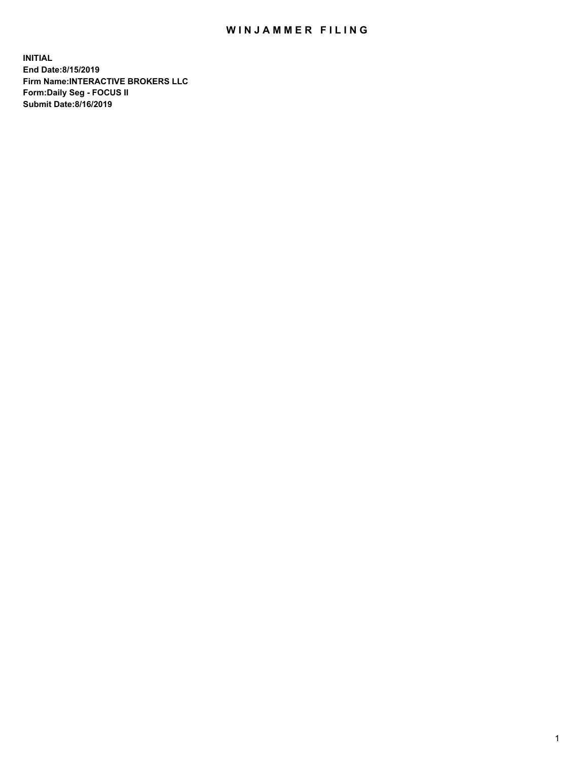# WINJAMMER FILING

**INITIAL**
**End Date:8/15/2019**
**Firm Name:INTERACTIVE BROKERS LLC**
**Form:Daily Seg - FOCUS II**
**Submit Date:8/16/2019**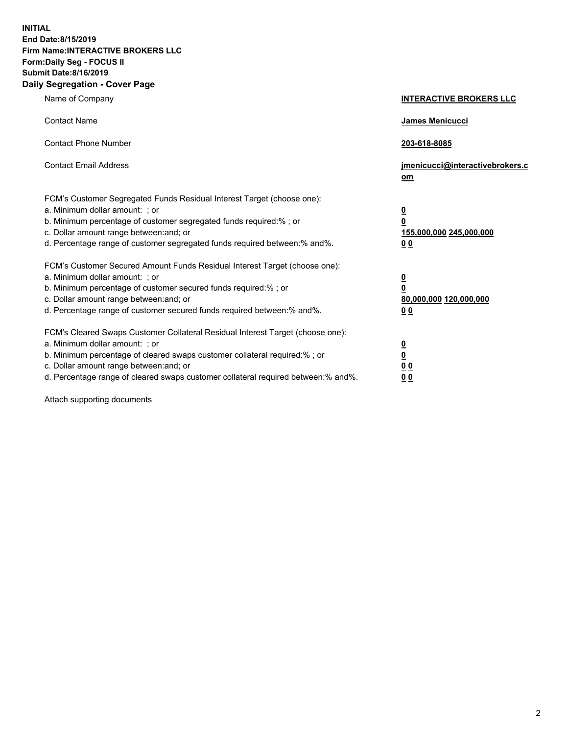**INITIAL**
**End Date:8/15/2019**
**Firm Name:INTERACTIVE BROKERS LLC**
**Form:Daily Seg - FOCUS II**
**Submit Date:8/16/2019**
**Daily Segregation - Cover Page**

| | |
|---|---|
| Name of Company | **INTERACTIVE BROKERS LLC** |
| Contact Name | **James Menicucci** |
| Contact Phone Number | **203-618-8085** |
| Contact Email Address | **jmenicucci@interactivebrokers.com** |

FCM's Customer Segregated Funds Residual Interest Target (choose one):

| | |
|---|---|
| a. Minimum dollar amount: ; or | **0** |
| b. Minimum percentage of customer segregated funds required:% ; or | **0** |
| c. Dollar amount range between:and; or | **155,000,000 245,000,000** |
| d. Percentage range of customer segregated funds required between:% and%. | **0 0** |

FCM's Customer Secured Amount Funds Residual Interest Target (choose one):

| | |
|---|---|
| a. Minimum dollar amount: ; or | **0** |
| b. Minimum percentage of customer secured funds required:% ; or | **0** |
| c. Dollar amount range between:and; or | **80,000,000 120,000,000** |
| d. Percentage range of customer secured funds required between:% and%. | **0 0** |

FCM's Cleared Swaps Customer Collateral Residual Interest Target (choose one):

| | |
|---|---|
| a. Minimum dollar amount: ; or | **0** |
| b. Minimum percentage of cleared swaps customer collateral required:% ; or | **0** |
| c. Dollar amount range between:and; or | **0 0** |
| d. Percentage range of cleared swaps customer collateral required between:% and%. | **0 0** |

Attach supporting documents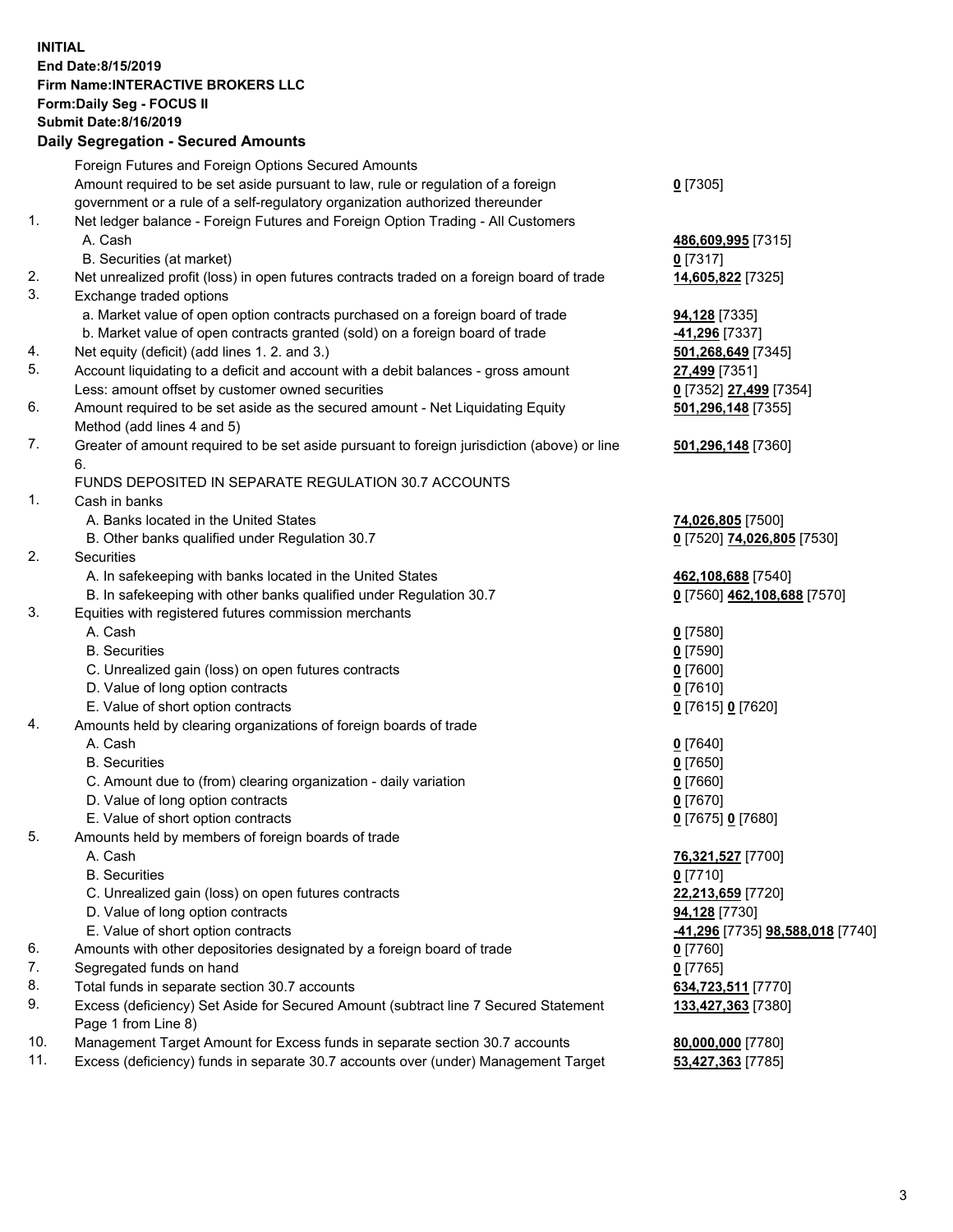**INITIAL**
**End Date:8/15/2019**
**Firm Name:INTERACTIVE BROKERS LLC**
**Form:Daily Seg - FOCUS II**
**Submit Date:8/16/2019**

## Daily Segregation - Secured Amounts

| | | |
|---|---|---|
| | Foreign Futures and Foreign Options Secured Amounts | |
| | Amount required to be set aside pursuant to law, rule or regulation of a foreign government or a rule of a self-regulatory organization authorized thereunder | **0** [7305] |
| 1. | Net ledger balance - Foreign Futures and Foreign Option Trading - All Customers | |
| | A. Cash | **486,609,995** [7315] |
| | B. Securities (at market) | **0** [7317] |
| 2. | Net unrealized profit (loss) in open futures contracts traded on a foreign board of trade | **14,605,822** [7325] |
| 3. | Exchange traded options | |
| | a. Market value of open option contracts purchased on a foreign board of trade | **94,128** [7335] |
| | b. Market value of open contracts granted (sold) on a foreign board of trade | **-41,296** [7337] |
| 4. | Net equity (deficit) (add lines 1. 2. and 3.) | **501,268,649** [7345] |
| 5. | Account liquidating to a deficit and account with a debit balances - gross amount | **27,499** [7351] |
| | Less: amount offset by customer owned securities | **0** [7352] **27,499** [7354] |
| 6. | Amount required to be set aside as the secured amount - Net Liquidating Equity Method (add lines 4 and 5) | **501,296,148** [7355] |
| 7. | Greater of amount required to be set aside pursuant to foreign jurisdiction (above) or line 6. | **501,296,148** [7360] |
| | FUNDS DEPOSITED IN SEPARATE REGULATION 30.7 ACCOUNTS | |
| 1. | Cash in banks | |
| | A. Banks located in the United States | **74,026,805** [7500] |
| | B. Other banks qualified under Regulation 30.7 | **0** [7520] **74,026,805** [7530] |
| 2. | Securities | |
| | A. In safekeeping with banks located in the United States | **462,108,688** [7540] |
| | B. In safekeeping with other banks qualified under Regulation 30.7 | **0** [7560] **462,108,688** [7570] |
| 3. | Equities with registered futures commission merchants | |
| | A. Cash | **0** [7580] |
| | B. Securities | **0** [7590] |
| | C. Unrealized gain (loss) on open futures contracts | **0** [7600] |
| | D. Value of long option contracts | **0** [7610] |
| | E. Value of short option contracts | **0** [7615] **0** [7620] |
| 4. | Amounts held by clearing organizations of foreign boards of trade | |
| | A. Cash | **0** [7640] |
| | B. Securities | **0** [7650] |
| | C. Amount due to (from) clearing organization - daily variation | **0** [7660] |
| | D. Value of long option contracts | **0** [7670] |
| | E. Value of short option contracts | **0** [7675] **0** [7680] |
| 5. | Amounts held by members of foreign boards of trade | |
| | A. Cash | **76,321,527** [7700] |
| | B. Securities | **0** [7710] |
| | C. Unrealized gain (loss) on open futures contracts | **22,213,659** [7720] |
| | D. Value of long option contracts | **94,128** [7730] |
| | E. Value of short option contracts | **-41,296** [7735] **98,588,018** [7740] |
| 6. | Amounts with other depositories designated by a foreign board of trade | **0** [7760] |
| 7. | Segregated funds on hand | **0** [7765] |
| 8. | Total funds in separate section 30.7 accounts | **634,723,511** [7770] |
| 9. | Excess (deficiency) Set Aside for Secured Amount (subtract line 7 Secured Statement Page 1 from Line 8) | **133,427,363** [7380] |
| 10. | Management Target Amount for Excess funds in separate section 30.7 accounts | **80,000,000** [7780] |
| 11. | Excess (deficiency) funds in separate 30.7 accounts over (under) Management Target | **53,427,363** [7785] |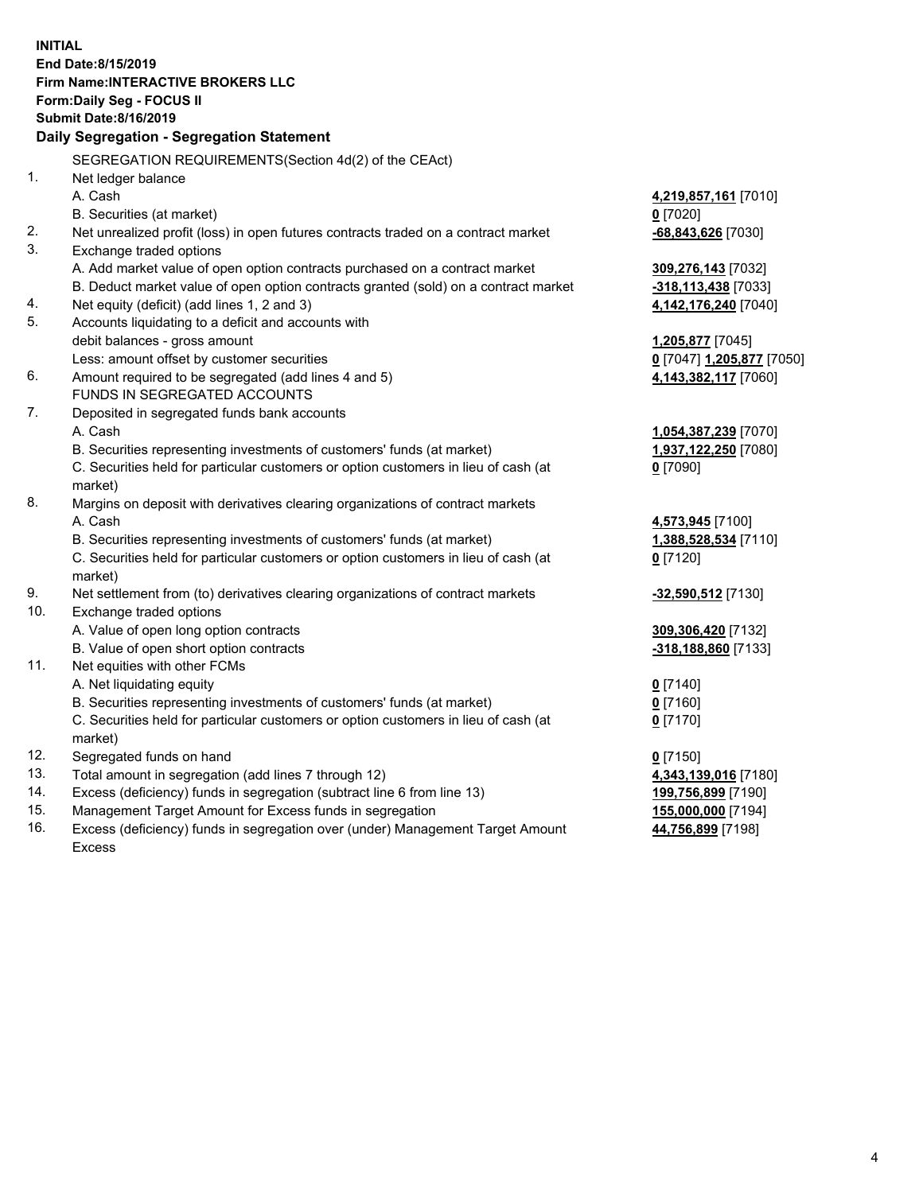**INITIAL**
**End Date:8/15/2019**
**Firm Name:INTERACTIVE BROKERS LLC**
**Form:Daily Seg - FOCUS II**
**Submit Date:8/16/2019**
**Daily Segregation - Segregation Statement**

| | | |
|---|---|---|
| | SEGREGATION REQUIREMENTS(Section 4d(2) of the CEAct) | |
| 1. | Net ledger balance | |
| | A. Cash | **4,219,857,161** [7010] |
| | B. Securities (at market) | **0** [7020] |
| 2. | Net unrealized profit (loss) in open futures contracts traded on a contract market | **-68,843,626** [7030] |
| 3. | Exchange traded options | |
| | A. Add market value of open option contracts purchased on a contract market | **309,276,143** [7032] |
| | B. Deduct market value of open option contracts granted (sold) on a contract market | **-318,113,438** [7033] |
| 4. | Net equity (deficit) (add lines 1, 2 and 3) | **4,142,176,240** [7040] |
| 5. | Accounts liquidating to a deficit and accounts with | |
| | debit balances - gross amount | **1,205,877** [7045] |
| | Less: amount offset by customer securities | **0** [7047] **1,205,877** [7050] |
| 6. | Amount required to be segregated (add lines 4 and 5) | **4,143,382,117** [7060] |
| | FUNDS IN SEGREGATED ACCOUNTS | |
| 7. | Deposited in segregated funds bank accounts | |
| | A. Cash | **1,054,387,239** [7070] |
| | B. Securities representing investments of customers' funds (at market) | **1,937,122,250** [7080] |
| | C. Securities held for particular customers or option customers in lieu of cash (at market) | **0** [7090] |
| 8. | Margins on deposit with derivatives clearing organizations of contract markets | |
| | A. Cash | **4,573,945** [7100] |
| | B. Securities representing investments of customers' funds (at market) | **1,388,528,534** [7110] |
| | C. Securities held for particular customers or option customers in lieu of cash (at market) | **0** [7120] |
| 9. | Net settlement from (to) derivatives clearing organizations of contract markets | **-32,590,512** [7130] |
| 10. | Exchange traded options | |
| | A. Value of open long option contracts | **309,306,420** [7132] |
| | B. Value of open short option contracts | **-318,188,860** [7133] |
| 11. | Net equities with other FCMs | |
| | A. Net liquidating equity | **0** [7140] |
| | B. Securities representing investments of customers' funds (at market) | **0** [7160] |
| | C. Securities held for particular customers or option customers in lieu of cash (at market) | **0** [7170] |
| 12. | Segregated funds on hand | **0** [7150] |
| 13. | Total amount in segregation (add lines 7 through 12) | **4,343,139,016** [7180] |
| 14. | Excess (deficiency) funds in segregation (subtract line 6 from line 13) | **199,756,899** [7190] |
| 15. | Management Target Amount for Excess funds in segregation | **155,000,000** [7194] |
| 16. | Excess (deficiency) funds in segregation over (under) Management Target Amount Excess | **44,756,899** [7198] |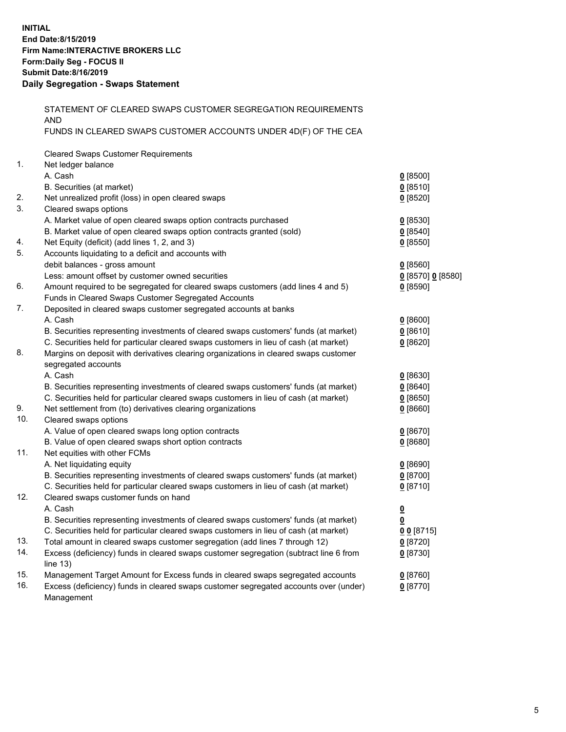**INITIAL**
**End Date:8/15/2019**
**Firm Name:INTERACTIVE BROKERS LLC**
**Form:Daily Seg - FOCUS II**
**Submit Date:8/16/2019**
**Daily Segregation - Swaps Statement**

STATEMENT OF CLEARED SWAPS CUSTOMER SEGREGATION REQUIREMENTS AND FUNDS IN CLEARED SWAPS CUSTOMER ACCOUNTS UNDER 4D(F) OF THE CEA

| | | |
|---|---|---|
| | Cleared Swaps Customer Requirements | |
| 1. | Net ledger balance | |
| | A. Cash | 0 [8500] |
| | B. Securities (at market) | 0 [8510] |
| 2. | Net unrealized profit (loss) in open cleared swaps | 0 [8520] |
| 3. | Cleared swaps options | |
| | A. Market value of open cleared swaps option contracts purchased | 0 [8530] |
| | B. Market value of open cleared swaps option contracts granted (sold) | 0 [8540] |
| 4. | Net Equity (deficit) (add lines 1, 2, and 3) | 0 [8550] |
| 5. | Accounts liquidating to a deficit and accounts with debit balances - gross amount | 0 [8560] |
| | Less: amount offset by customer owned securities | 0 [8570] 0 [8580] |
| 6. | Amount required to be segregated for cleared swaps customers (add lines 4 and 5) | 0 [8590] |
| | Funds in Cleared Swaps Customer Segregated Accounts | |
| 7. | Deposited in cleared swaps customer segregated accounts at banks | |
| | A. Cash | 0 [8600] |
| | B. Securities representing investments of cleared swaps customers' funds (at market) | 0 [8610] |
| | C. Securities held for particular cleared swaps customers in lieu of cash (at market) | 0 [8620] |
| 8. | Margins on deposit with derivatives clearing organizations in cleared swaps customer segregated accounts | |
| | A. Cash | 0 [8630] |
| | B. Securities representing investments of cleared swaps customers' funds (at market) | 0 [8640] |
| | C. Securities held for particular cleared swaps customers in lieu of cash (at market) | 0 [8650] |
| 9. | Net settlement from (to) derivatives clearing organizations | 0 [8660] |
| 10. | Cleared swaps options | |
| | A. Value of open cleared swaps long option contracts | 0 [8670] |
| | B. Value of open cleared swaps short option contracts | 0 [8680] |
| 11. | Net equities with other FCMs | |
| | A. Net liquidating equity | 0 [8690] |
| | B. Securities representing investments of cleared swaps customers' funds (at market) | 0 [8700] |
| | C. Securities held for particular cleared swaps customers in lieu of cash (at market) | 0 [8710] |
| 12. | Cleared swaps customer funds on hand | |
| | A. Cash | 0 |
| | B. Securities representing investments of cleared swaps customers' funds (at market) | 0 |
| | C. Securities held for particular cleared swaps customers in lieu of cash (at market) | 0 0 [8715] |
| 13. | Total amount in cleared swaps customer segregation (add lines 7 through 12) | 0 [8720] |
| 14. | Excess (deficiency) funds in cleared swaps customer segregation (subtract line 6 from line 13) | 0 [8730] |
| 15. | Management Target Amount for Excess funds in cleared swaps segregated accounts | 0 [8760] |
| 16. | Excess (deficiency) funds in cleared swaps customer segregated accounts over (under) Management | 0 [8770] |